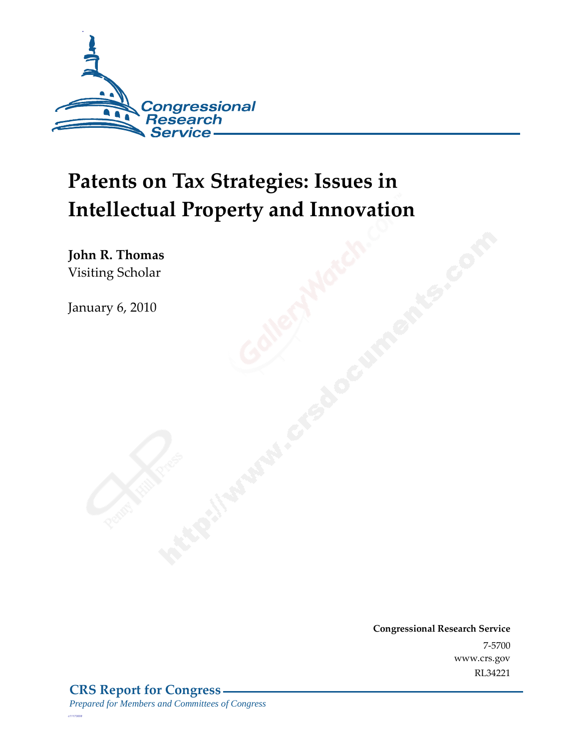Congressional Research Service

# Patents on Tax Strategies: Issues in Intellectual Property and Innovation

**John R. Thomas**
Visiting Scholar

January 6, 2010

**Congressional Research Service**
7-5700
www.crs.gov
RL34221

**CRS Report for Congress**
*Prepared for Members and Committees of Congress*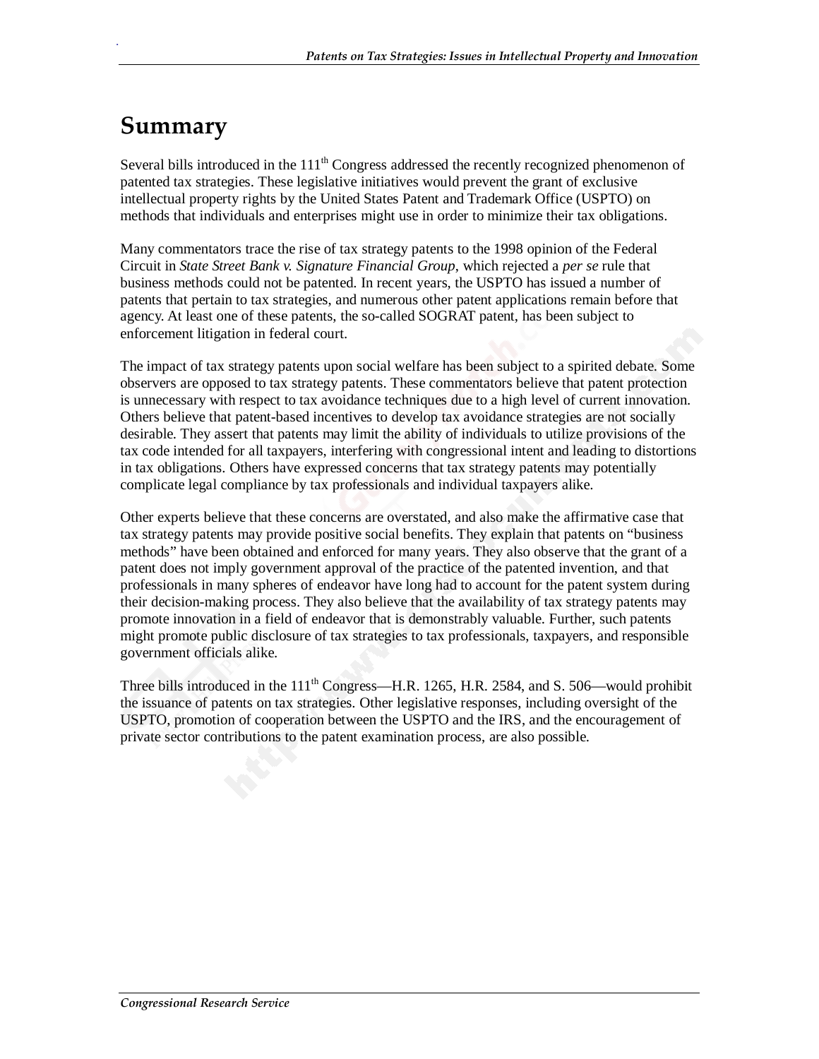# Summary

Several bills introduced in the 111th Congress addressed the recently recognized phenomenon of patented tax strategies. These legislative initiatives would prevent the grant of exclusive intellectual property rights by the United States Patent and Trademark Office (USPTO) on methods that individuals and enterprises might use in order to minimize their tax obligations.

Many commentators trace the rise of tax strategy patents to the 1998 opinion of the Federal Circuit in *State Street Bank v. Signature Financial Group*, which rejected a *per se* rule that business methods could not be patented. In recent years, the USPTO has issued a number of patents that pertain to tax strategies, and numerous other patent applications remain before that agency. At least one of these patents, the so-called SOGRAT patent, has been subject to enforcement litigation in federal court.

The impact of tax strategy patents upon social welfare has been subject to a spirited debate. Some observers are opposed to tax strategy patents. These commentators believe that patent protection is unnecessary with respect to tax avoidance techniques due to a high level of current innovation. Others believe that patent-based incentives to develop tax avoidance strategies are not socially desirable. They assert that patents may limit the ability of individuals to utilize provisions of the tax code intended for all taxpayers, interfering with congressional intent and leading to distortions in tax obligations. Others have expressed concerns that tax strategy patents may potentially complicate legal compliance by tax professionals and individual taxpayers alike.

Other experts believe that these concerns are overstated, and also make the affirmative case that tax strategy patents may provide positive social benefits. They explain that patents on "business methods" have been obtained and enforced for many years. They also observe that the grant of a patent does not imply government approval of the practice of the patented invention, and that professionals in many spheres of endeavor have long had to account for the patent system during their decision-making process. They also believe that the availability of tax strategy patents may promote innovation in a field of endeavor that is demonstrably valuable. Further, such patents might promote public disclosure of tax strategies to tax professionals, taxpayers, and responsible government officials alike.

Three bills introduced in the 111th Congress—H.R. 1265, H.R. 2584, and S. 506—would prohibit the issuance of patents on tax strategies. Other legislative responses, including oversight of the USPTO, promotion of cooperation between the USPTO and the IRS, and the encouragement of private sector contributions to the patent examination process, are also possible.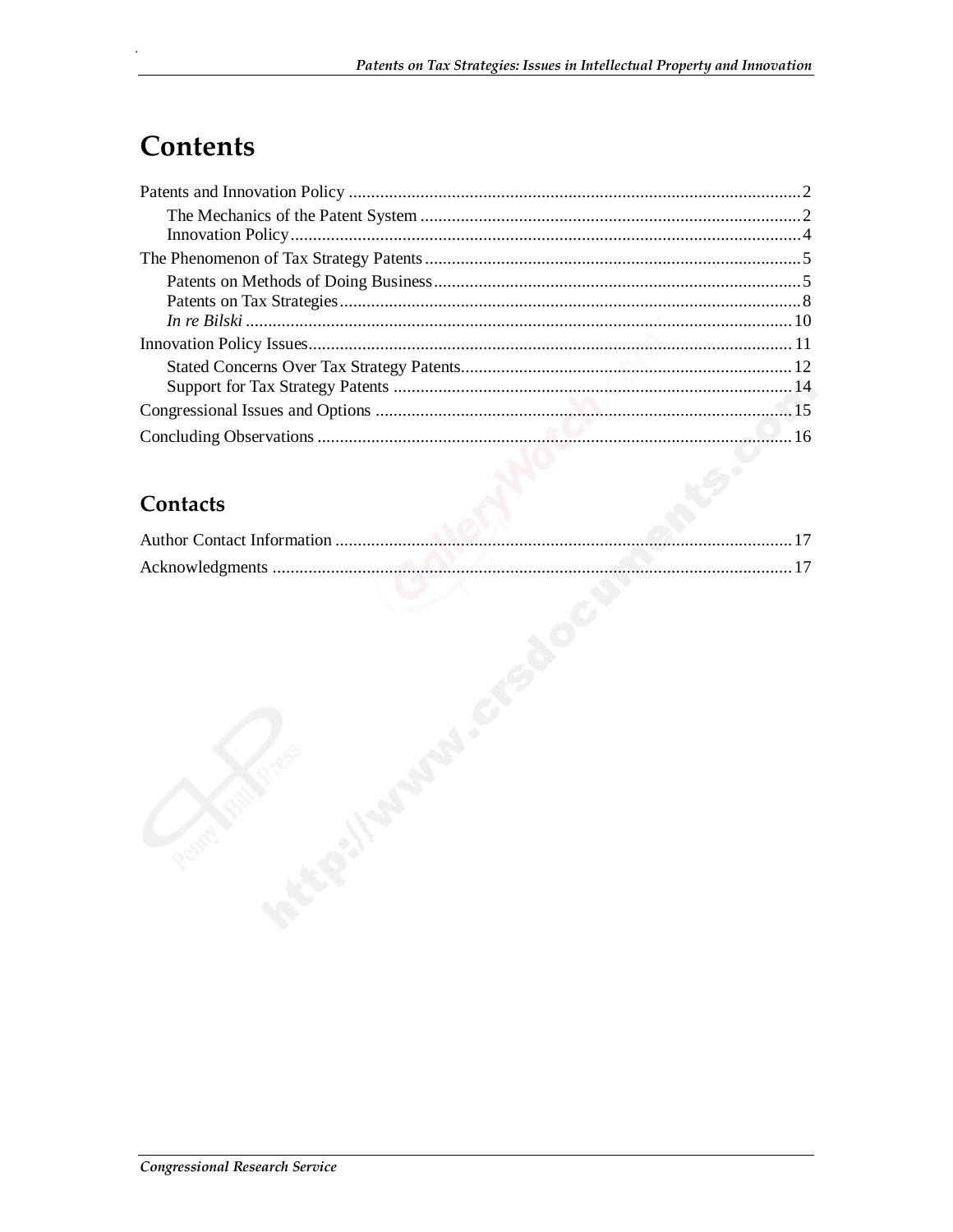# Contents

Patents and Innovation Policy .......... 2

- The Mechanics of the Patent System .......... 2
- Innovation Policy .......... 4

The Phenomenon of Tax Strategy Patents .......... 5

- Patents on Methods of Doing Business .......... 5
- Patents on Tax Strategies .......... 8
- *In re Bilski* .......... 10

Innovation Policy Issues .......... 11

- Stated Concerns Over Tax Strategy Patents .......... 12
- Support for Tax Strategy Patents .......... 14

Congressional Issues and Options .......... 15

Concluding Observations .......... 16

## Contacts

Author Contact Information .......... 17

Acknowledgments .......... 17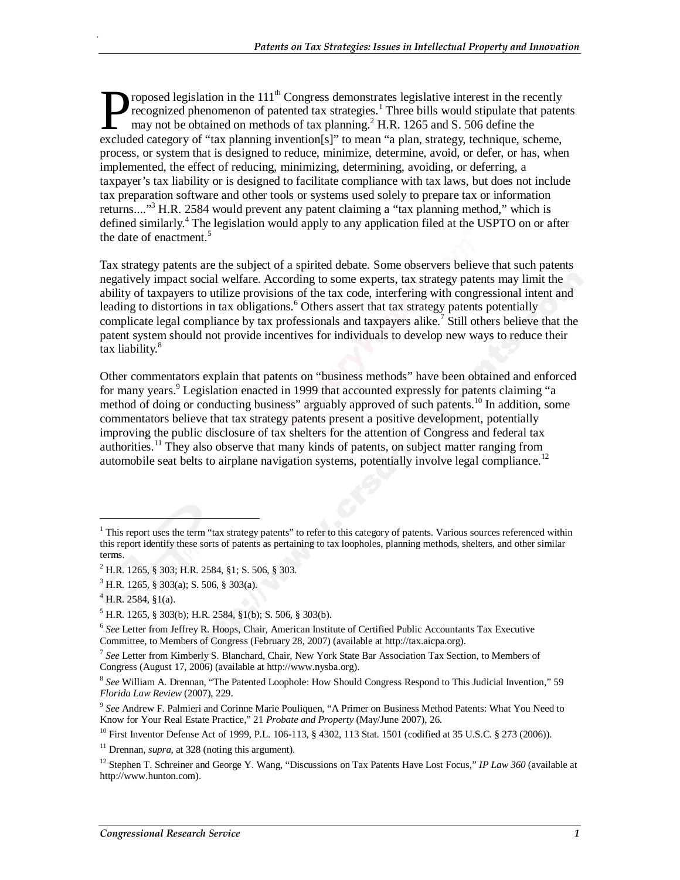Proposed legislation in the 111th Congress demonstrates legislative interest in the recently recognized phenomenon of patented tax strategies.[1] Three bills would stipulate that patents may not be obtained on methods of tax planning.[2] H.R. 1265 and S. 506 define the excluded category of "tax planning invention[s]" to mean "a plan, strategy, technique, scheme, process, or system that is designed to reduce, minimize, determine, avoid, or defer, or has, when implemented, the effect of reducing, minimizing, determining, avoiding, or deferring, a taxpayer's tax liability or is designed to facilitate compliance with tax laws, but does not include tax preparation software and other tools or systems used solely to prepare tax or information returns...."[3] H.R. 2584 would prevent any patent claiming a "tax planning method," which is defined similarly.[4] The legislation would apply to any application filed at the USPTO on or after the date of enactment.[5]

Tax strategy patents are the subject of a spirited debate. Some observers believe that such patents negatively impact social welfare. According to some experts, tax strategy patents may limit the ability of taxpayers to utilize provisions of the tax code, interfering with congressional intent and leading to distortions in tax obligations.[6] Others assert that tax strategy patents potentially complicate legal compliance by tax professionals and taxpayers alike.[7] Still others believe that the patent system should not provide incentives for individuals to develop new ways to reduce their tax liability.[8]

Other commentators explain that patents on "business methods" have been obtained and enforced for many years.[9] Legislation enacted in 1999 that accounted expressly for patents claiming "a method of doing or conducting business" arguably approved of such patents.[10] In addition, some commentators believe that tax strategy patents present a positive development, potentially improving the public disclosure of tax shelters for the attention of Congress and federal tax authorities.[11] They also observe that many kinds of patents, on subject matter ranging from automobile seat belts to airplane navigation systems, potentially involve legal compliance.[12]

---

[1] This report uses the term "tax strategy patents" to refer to this category of patents. Various sources referenced within this report identify these sorts of patents as pertaining to tax loopholes, planning methods, shelters, and other similar terms.

[2] H.R. 1265, § 303; H.R. 2584, §1; S. 506, § 303.

[3] H.R. 1265, § 303(a); S. 506, § 303(a).

[4] H.R. 2584, §1(a).

[5] H.R. 1265, § 303(b); H.R. 2584, §1(b); S. 506, § 303(b).

[6] *See* Letter from Jeffrey R. Hoops, Chair, American Institute of Certified Public Accountants Tax Executive Committee, to Members of Congress (February 28, 2007) (available at http://tax.aicpa.org).

[7] *See* Letter from Kimberly S. Blanchard, Chair, New York State Bar Association Tax Section, to Members of Congress (August 17, 2006) (available at http://www.nysba.org).

[8] *See* William A. Drennan, "The Patented Loophole: How Should Congress Respond to This Judicial Invention," 59 *Florida Law Review* (2007), 229.

[9] *See* Andrew F. Palmieri and Corinne Marie Pouliquen, "A Primer on Business Method Patents: What You Need to Know for Your Real Estate Practice," 21 *Probate and Property* (May/June 2007), 26.

[10] First Inventor Defense Act of 1999, P.L. 106-113, § 4302, 113 Stat. 1501 (codified at 35 U.S.C. § 273 (2006)).

[11] Drennan, *supra*, at 328 (noting this argument).

[12] Stephen T. Schreiner and George Y. Wang, "Discussions on Tax Patents Have Lost Focus," *IP Law 360* (available at http://www.hunton.com).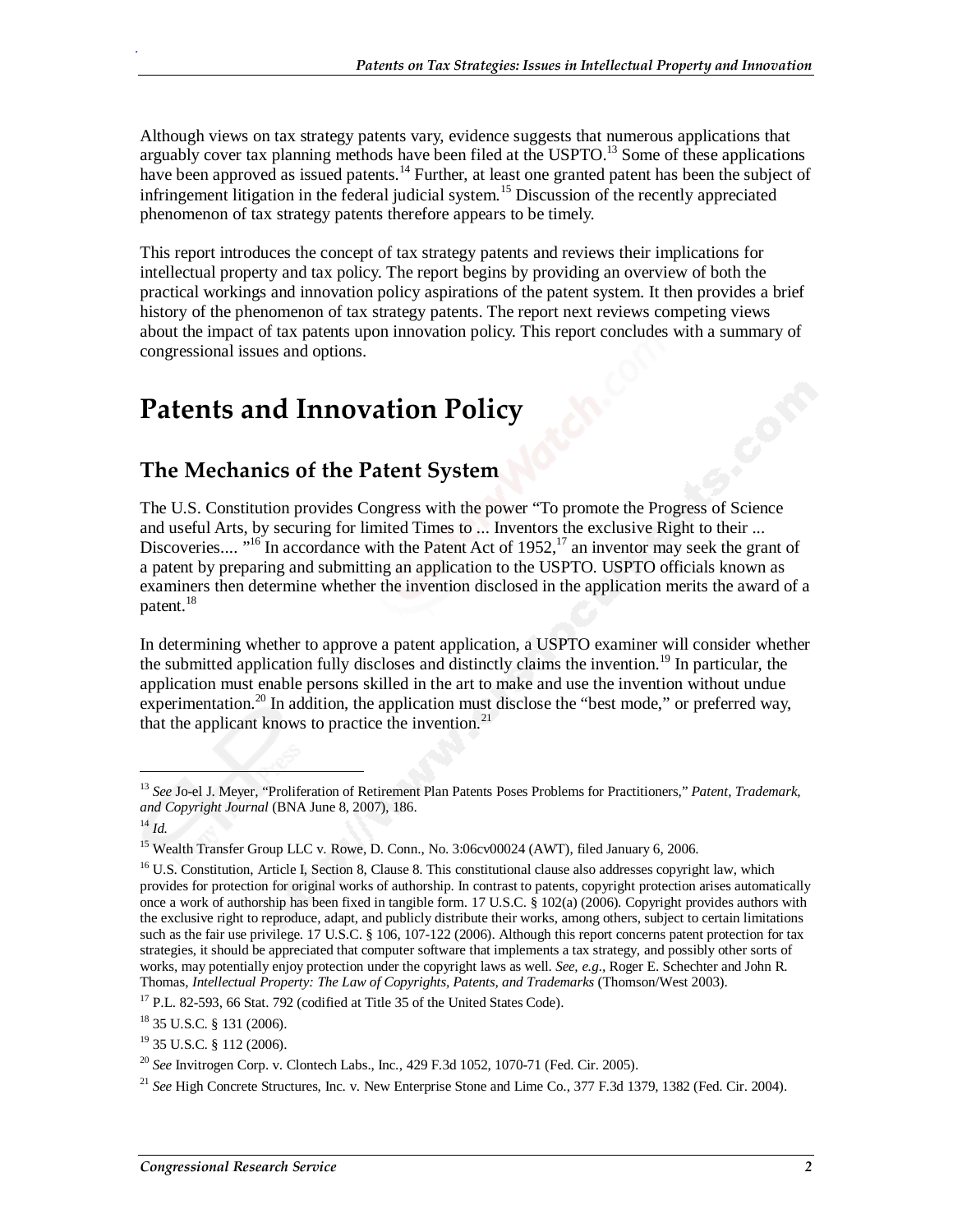Although views on tax strategy patents vary, evidence suggests that numerous applications that arguably cover tax planning methods have been filed at the USPTO.[13] Some of these applications have been approved as issued patents.[14] Further, at least one granted patent has been the subject of infringement litigation in the federal judicial system.[15] Discussion of the recently appreciated phenomenon of tax strategy patents therefore appears to be timely.

This report introduces the concept of tax strategy patents and reviews their implications for intellectual property and tax policy. The report begins by providing an overview of both the practical workings and innovation policy aspirations of the patent system. It then provides a brief history of the phenomenon of tax strategy patents. The report next reviews competing views about the impact of tax patents upon innovation policy. This report concludes with a summary of congressional issues and options.

# Patents and Innovation Policy

## The Mechanics of the Patent System

The U.S. Constitution provides Congress with the power "To promote the Progress of Science and useful Arts, by securing for limited Times to ... Inventors the exclusive Right to their ... Discoveries.... "[16] In accordance with the Patent Act of 1952,[17] an inventor may seek the grant of a patent by preparing and submitting an application to the USPTO. USPTO officials known as examiners then determine whether the invention disclosed in the application merits the award of a patent.[18]

In determining whether to approve a patent application, a USPTO examiner will consider whether the submitted application fully discloses and distinctly claims the invention.[19] In particular, the application must enable persons skilled in the art to make and use the invention without undue experimentation.[20] In addition, the application must disclose the "best mode," or preferred way, that the applicant knows to practice the invention.[21]

---

[13] *See* Jo-el J. Meyer, "Proliferation of Retirement Plan Patents Poses Problems for Practitioners," *Patent, Trademark, and Copyright Journal* (BNA June 8, 2007), 186.

[14] *Id.*

[15] Wealth Transfer Group LLC v. Rowe, D. Conn., No. 3:06cv00024 (AWT), filed January 6, 2006.

[16] U.S. Constitution, Article I, Section 8, Clause 8. This constitutional clause also addresses copyright law, which provides for protection for original works of authorship. In contrast to patents, copyright protection arises automatically once a work of authorship has been fixed in tangible form. 17 U.S.C. § 102(a) (2006). Copyright provides authors with the exclusive right to reproduce, adapt, and publicly distribute their works, among others, subject to certain limitations such as the fair use privilege. 17 U.S.C. § 106, 107-122 (2006). Although this report concerns patent protection for tax strategies, it should be appreciated that computer software that implements a tax strategy, and possibly other sorts of works, may potentially enjoy protection under the copyright laws as well. *See, e.g.,* Roger E. Schechter and John R. Thomas, *Intellectual Property: The Law of Copyrights, Patents, and Trademarks* (Thomson/West 2003).

[17] P.L. 82-593, 66 Stat. 792 (codified at Title 35 of the United States Code).

[18] 35 U.S.C. § 131 (2006).

[19] 35 U.S.C. § 112 (2006).

[20] *See* Invitrogen Corp. v. Clontech Labs., Inc., 429 F.3d 1052, 1070-71 (Fed. Cir. 2005).

[21] *See* High Concrete Structures, Inc. v. New Enterprise Stone and Lime Co., 377 F.3d 1379, 1382 (Fed. Cir. 2004).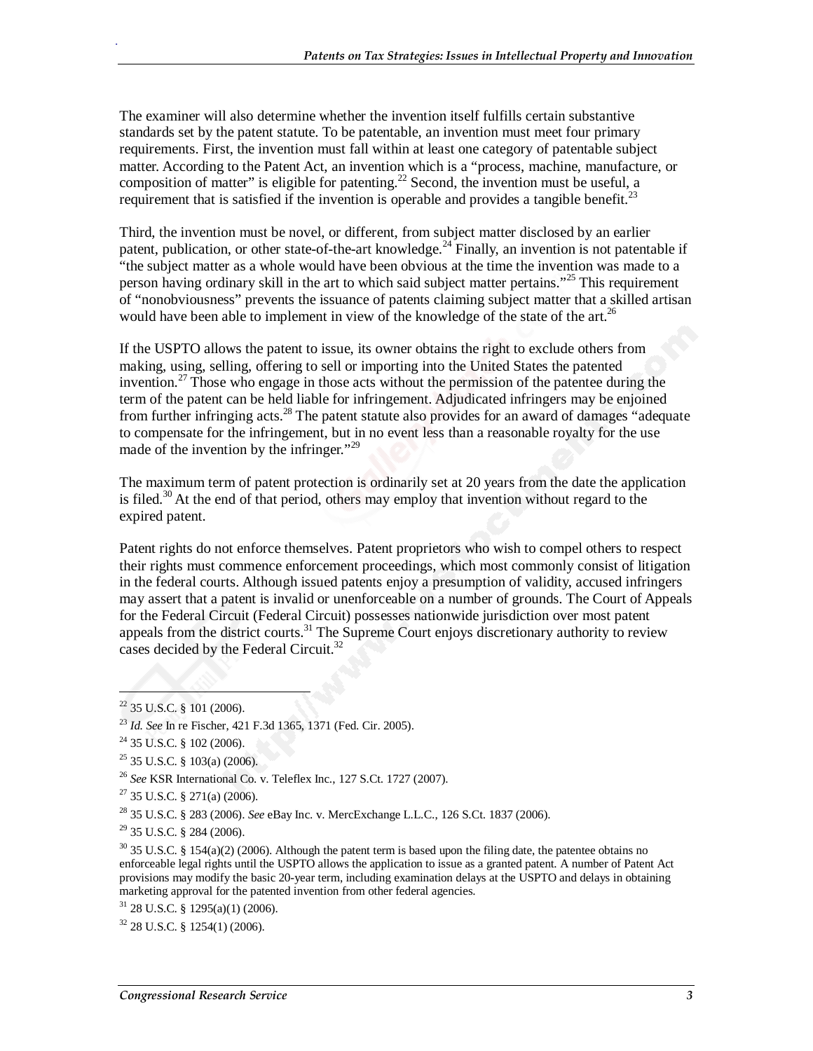The examiner will also determine whether the invention itself fulfills certain substantive standards set by the patent statute. To be patentable, an invention must meet four primary requirements. First, the invention must fall within at least one category of patentable subject matter. According to the Patent Act, an invention which is a "process, machine, manufacture, or composition of matter" is eligible for patenting.[22] Second, the invention must be useful, a requirement that is satisfied if the invention is operable and provides a tangible benefit.[23]

Third, the invention must be novel, or different, from subject matter disclosed by an earlier patent, publication, or other state-of-the-art knowledge.[24] Finally, an invention is not patentable if "the subject matter as a whole would have been obvious at the time the invention was made to a person having ordinary skill in the art to which said subject matter pertains."[25] This requirement of "nonobviousness" prevents the issuance of patents claiming subject matter that a skilled artisan would have been able to implement in view of the knowledge of the state of the art.[26]

If the USPTO allows the patent to issue, its owner obtains the right to exclude others from making, using, selling, offering to sell or importing into the United States the patented invention.[27] Those who engage in those acts without the permission of the patentee during the term of the patent can be held liable for infringement. Adjudicated infringers may be enjoined from further infringing acts.[28] The patent statute also provides for an award of damages "adequate to compensate for the infringement, but in no event less than a reasonable royalty for the use made of the invention by the infringer."[29]

The maximum term of patent protection is ordinarily set at 20 years from the date the application is filed.[30] At the end of that period, others may employ that invention without regard to the expired patent.

Patent rights do not enforce themselves. Patent proprietors who wish to compel others to respect their rights must commence enforcement proceedings, which most commonly consist of litigation in the federal courts. Although issued patents enjoy a presumption of validity, accused infringers may assert that a patent is invalid or unenforceable on a number of grounds. The Court of Appeals for the Federal Circuit (Federal Circuit) possesses nationwide jurisdiction over most patent appeals from the district courts.[31] The Supreme Court enjoys discretionary authority to review cases decided by the Federal Circuit.[32]

---

[22] 35 U.S.C. § 101 (2006).

[23] *Id. See* In re Fischer, 421 F.3d 1365, 1371 (Fed. Cir. 2005).

[24] 35 U.S.C. § 102 (2006).

[25] 35 U.S.C. § 103(a) (2006).

[26] *See* KSR International Co. v. Teleflex Inc., 127 S.Ct. 1727 (2007).

[27] 35 U.S.C. § 271(a) (2006).

[28] 35 U.S.C. § 283 (2006). *See* eBay Inc. v. MercExchange L.L.C., 126 S.Ct. 1837 (2006).

[29] 35 U.S.C. § 284 (2006).

[30] 35 U.S.C. § 154(a)(2) (2006). Although the patent term is based upon the filing date, the patentee obtains no enforceable legal rights until the USPTO allows the application to issue as a granted patent. A number of Patent Act provisions may modify the basic 20-year term, including examination delays at the USPTO and delays in obtaining marketing approval for the patented invention from other federal agencies.

[31] 28 U.S.C. § 1295(a)(1) (2006).

[32] 28 U.S.C. § 1254(1) (2006).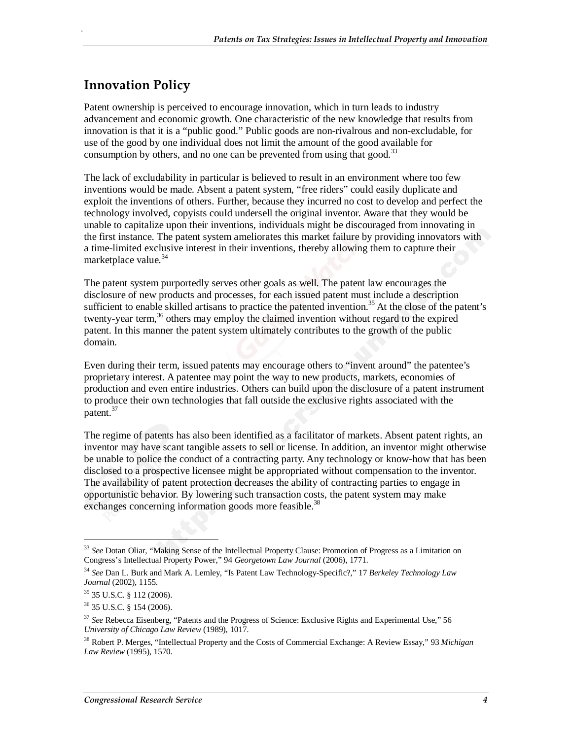## Innovation Policy

Patent ownership is perceived to encourage innovation, which in turn leads to industry advancement and economic growth. One characteristic of the new knowledge that results from innovation is that it is a "public good." Public goods are non-rivalrous and non-excludable, for use of the good by one individual does not limit the amount of the good available for consumption by others, and no one can be prevented from using that good.[33]

The lack of excludability in particular is believed to result in an environment where too few inventions would be made. Absent a patent system, "free riders" could easily duplicate and exploit the inventions of others. Further, because they incurred no cost to develop and perfect the technology involved, copyists could undersell the original inventor. Aware that they would be unable to capitalize upon their inventions, individuals might be discouraged from innovating in the first instance. The patent system ameliorates this market failure by providing innovators with a time-limited exclusive interest in their inventions, thereby allowing them to capture their marketplace value.[34]

The patent system purportedly serves other goals as well. The patent law encourages the disclosure of new products and processes, for each issued patent must include a description sufficient to enable skilled artisans to practice the patented invention.[35] At the close of the patent's twenty-year term,[36] others may employ the claimed invention without regard to the expired patent. In this manner the patent system ultimately contributes to the growth of the public domain.

Even during their term, issued patents may encourage others to "invent around" the patentee's proprietary interest. A patentee may point the way to new products, markets, economies of production and even entire industries. Others can build upon the disclosure of a patent instrument to produce their own technologies that fall outside the exclusive rights associated with the patent.[37]

The regime of patents has also been identified as a facilitator of markets. Absent patent rights, an inventor may have scant tangible assets to sell or license. In addition, an inventor might otherwise be unable to police the conduct of a contracting party. Any technology or know-how that has been disclosed to a prospective licensee might be appropriated without compensation to the inventor. The availability of patent protection decreases the ability of contracting parties to engage in opportunistic behavior. By lowering such transaction costs, the patent system may make exchanges concerning information goods more feasible.[38]

---

[33] *See* Dotan Oliar, "Making Sense of the Intellectual Property Clause: Promotion of Progress as a Limitation on Congress's Intellectual Property Power," 94 *Georgetown Law Journal* (2006), 1771.

[34] *See* Dan L. Burk and Mark A. Lemley, "Is Patent Law Technology-Specific?," 17 *Berkeley Technology Law Journal* (2002), 1155.

[35] 35 U.S.C. § 112 (2006).

[36] 35 U.S.C. § 154 (2006).

[37] *See* Rebecca Eisenberg, "Patents and the Progress of Science: Exclusive Rights and Experimental Use," 56 *University of Chicago Law Review* (1989), 1017.

[38] Robert P. Merges, "Intellectual Property and the Costs of Commercial Exchange: A Review Essay," 93 *Michigan Law Review* (1995), 1570.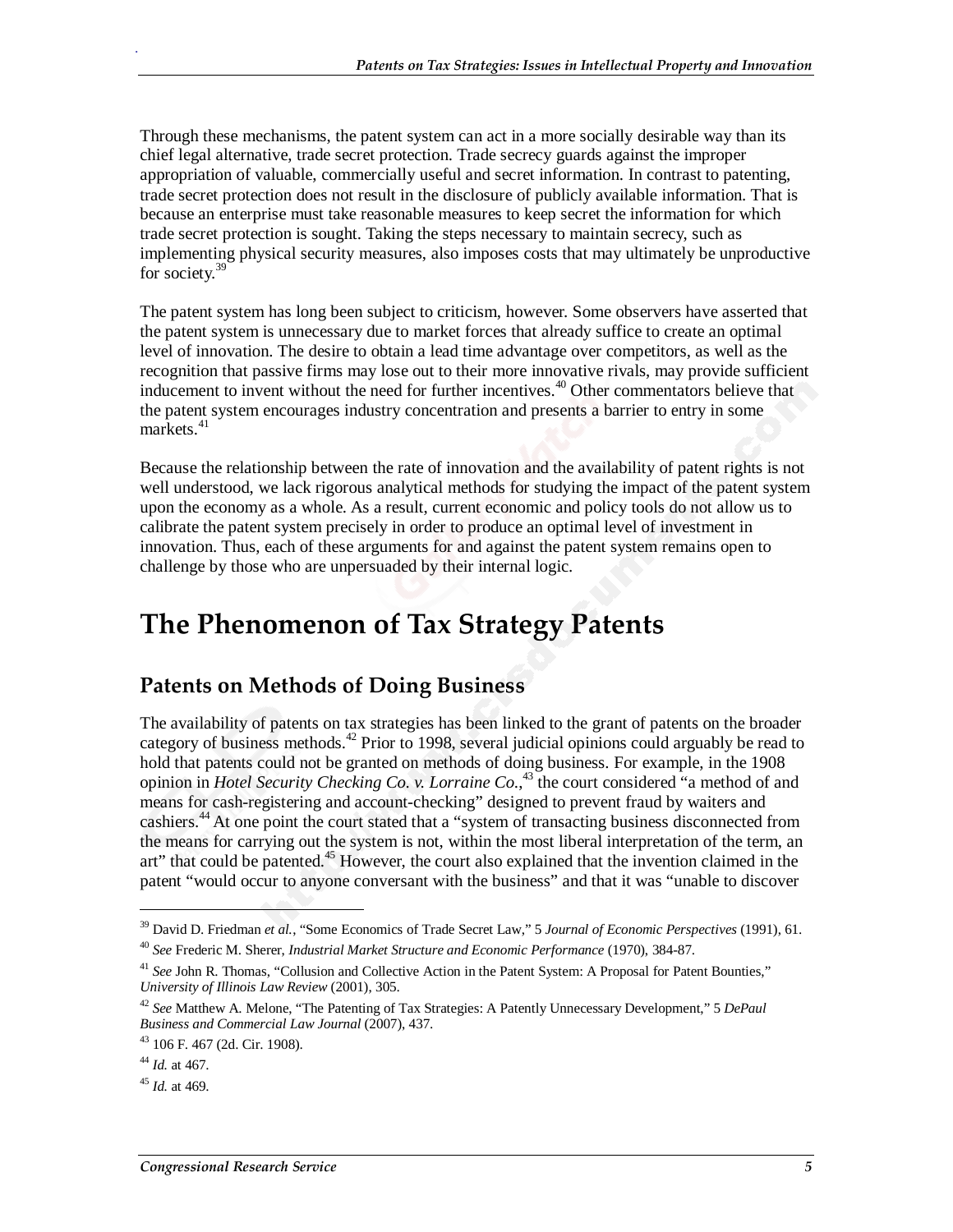Through these mechanisms, the patent system can act in a more socially desirable way than its chief legal alternative, trade secret protection. Trade secrecy guards against the improper appropriation of valuable, commercially useful and secret information. In contrast to patenting, trade secret protection does not result in the disclosure of publicly available information. That is because an enterprise must take reasonable measures to keep secret the information for which trade secret protection is sought. Taking the steps necessary to maintain secrecy, such as implementing physical security measures, also imposes costs that may ultimately be unproductive for society.[39]

The patent system has long been subject to criticism, however. Some observers have asserted that the patent system is unnecessary due to market forces that already suffice to create an optimal level of innovation. The desire to obtain a lead time advantage over competitors, as well as the recognition that passive firms may lose out to their more innovative rivals, may provide sufficient inducement to invent without the need for further incentives.[40] Other commentators believe that the patent system encourages industry concentration and presents a barrier to entry in some markets.[41]

Because the relationship between the rate of innovation and the availability of patent rights is not well understood, we lack rigorous analytical methods for studying the impact of the patent system upon the economy as a whole. As a result, current economic and policy tools do not allow us to calibrate the patent system precisely in order to produce an optimal level of investment in innovation. Thus, each of these arguments for and against the patent system remains open to challenge by those who are unpersuaded by their internal logic.

# The Phenomenon of Tax Strategy Patents

## Patents on Methods of Doing Business

The availability of patents on tax strategies has been linked to the grant of patents on the broader category of business methods.[42] Prior to 1998, several judicial opinions could arguably be read to hold that patents could not be granted on methods of doing business. For example, in the 1908 opinion in *Hotel Security Checking Co. v. Lorraine Co.*,[43] the court considered "a method of and means for cash-registering and account-checking" designed to prevent fraud by waiters and cashiers.[44] At one point the court stated that a "system of transacting business disconnected from the means for carrying out the system is not, within the most liberal interpretation of the term, an art" that could be patented.[45] However, the court also explained that the invention claimed in the patent "would occur to anyone conversant with the business" and that it was "unable to discover

---

[39] David D. Friedman *et al.*, "Some Economics of Trade Secret Law," 5 *Journal of Economic Perspectives* (1991), 61.

[40] *See* Frederic M. Sherer, *Industrial Market Structure and Economic Performance* (1970), 384-87.

[41] *See* John R. Thomas, "Collusion and Collective Action in the Patent System: A Proposal for Patent Bounties," *University of Illinois Law Review* (2001), 305.

[42] *See* Matthew A. Melone, "The Patenting of Tax Strategies: A Patently Unnecessary Development," 5 *DePaul Business and Commercial Law Journal* (2007), 437.

[43] 106 F. 467 (2d. Cir. 1908).

[44] *Id.* at 467.

[45] *Id.* at 469.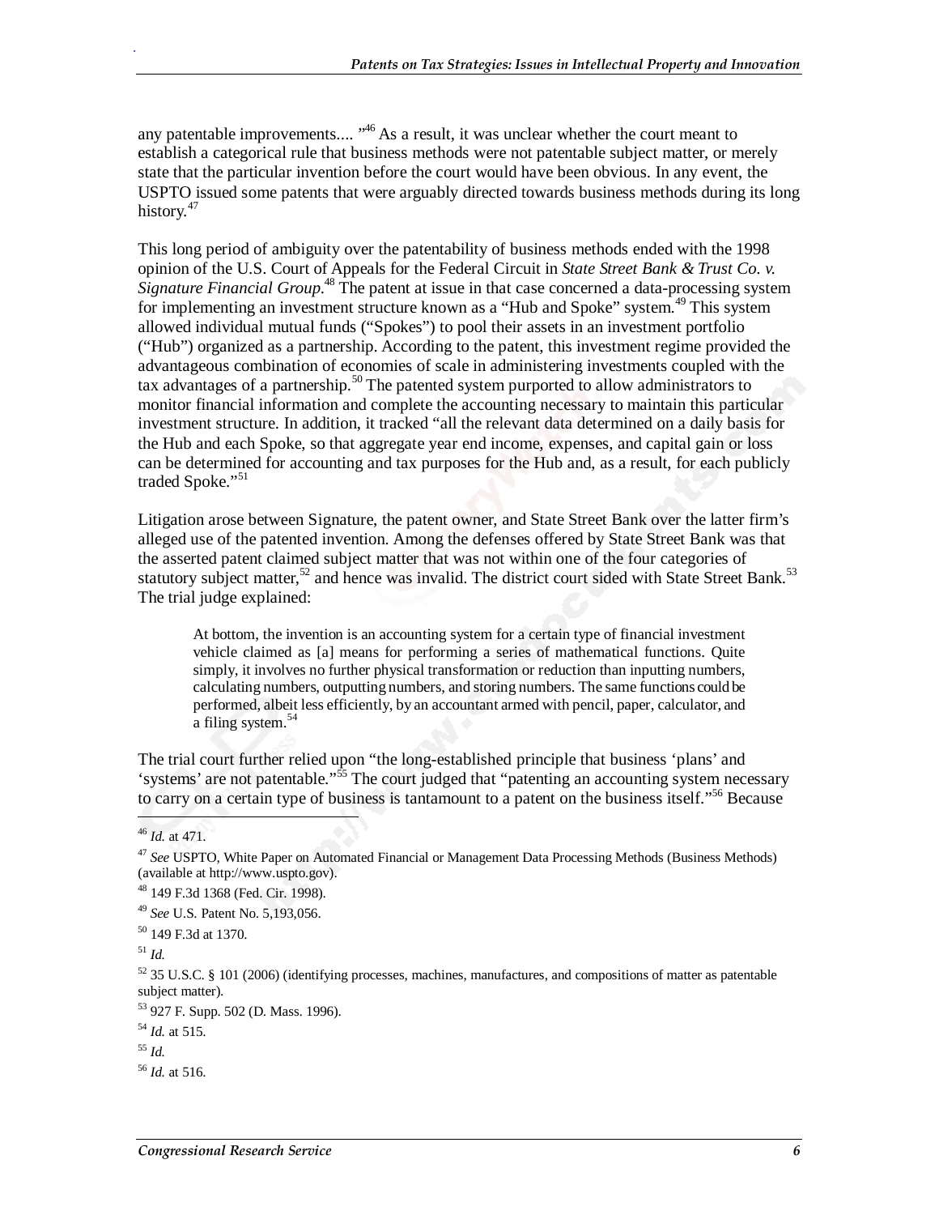any patentable improvements.... "[46] As a result, it was unclear whether the court meant to establish a categorical rule that business methods were not patentable subject matter, or merely state that the particular invention before the court would have been obvious. In any event, the USPTO issued some patents that were arguably directed towards business methods during its long history.[47]

This long period of ambiguity over the patentability of business methods ended with the 1998 opinion of the U.S. Court of Appeals for the Federal Circuit in *State Street Bank & Trust Co. v. Signature Financial Group*.[48] The patent at issue in that case concerned a data-processing system for implementing an investment structure known as a "Hub and Spoke" system.[49] This system allowed individual mutual funds ("Spokes") to pool their assets in an investment portfolio ("Hub") organized as a partnership. According to the patent, this investment regime provided the advantageous combination of economies of scale in administering investments coupled with the tax advantages of a partnership.[50] The patented system purported to allow administrators to monitor financial information and complete the accounting necessary to maintain this particular investment structure. In addition, it tracked "all the relevant data determined on a daily basis for the Hub and each Spoke, so that aggregate year end income, expenses, and capital gain or loss can be determined for accounting and tax purposes for the Hub and, as a result, for each publicly traded Spoke."[51]

Litigation arose between Signature, the patent owner, and State Street Bank over the latter firm's alleged use of the patented invention. Among the defenses offered by State Street Bank was that the asserted patent claimed subject matter that was not within one of the four categories of statutory subject matter,[52] and hence was invalid. The district court sided with State Street Bank.[53] The trial judge explained:

> At bottom, the invention is an accounting system for a certain type of financial investment vehicle claimed as [a] means for performing a series of mathematical functions. Quite simply, it involves no further physical transformation or reduction than inputting numbers, calculating numbers, outputting numbers, and storing numbers. The same functions could be performed, albeit less efficiently, by an accountant armed with pencil, paper, calculator, and a filing system.[54]

The trial court further relied upon "the long-established principle that business 'plans' and 'systems' are not patentable."[55] The court judged that "patenting an accounting system necessary to carry on a certain type of business is tantamount to a patent on the business itself."[56] Because

---

[46] *Id.* at 471.

[47] *See* USPTO, White Paper on Automated Financial or Management Data Processing Methods (Business Methods) (available at http://www.uspto.gov).

[48] 149 F.3d 1368 (Fed. Cir. 1998).

[49] *See* U.S. Patent No. 5,193,056.

[50] 149 F.3d at 1370.

[51] *Id.*

[52] 35 U.S.C. § 101 (2006) (identifying processes, machines, manufactures, and compositions of matter as patentable subject matter).

[53] 927 F. Supp. 502 (D. Mass. 1996).

[54] *Id.* at 515.

[55] *Id.*

[56] *Id.* at 516.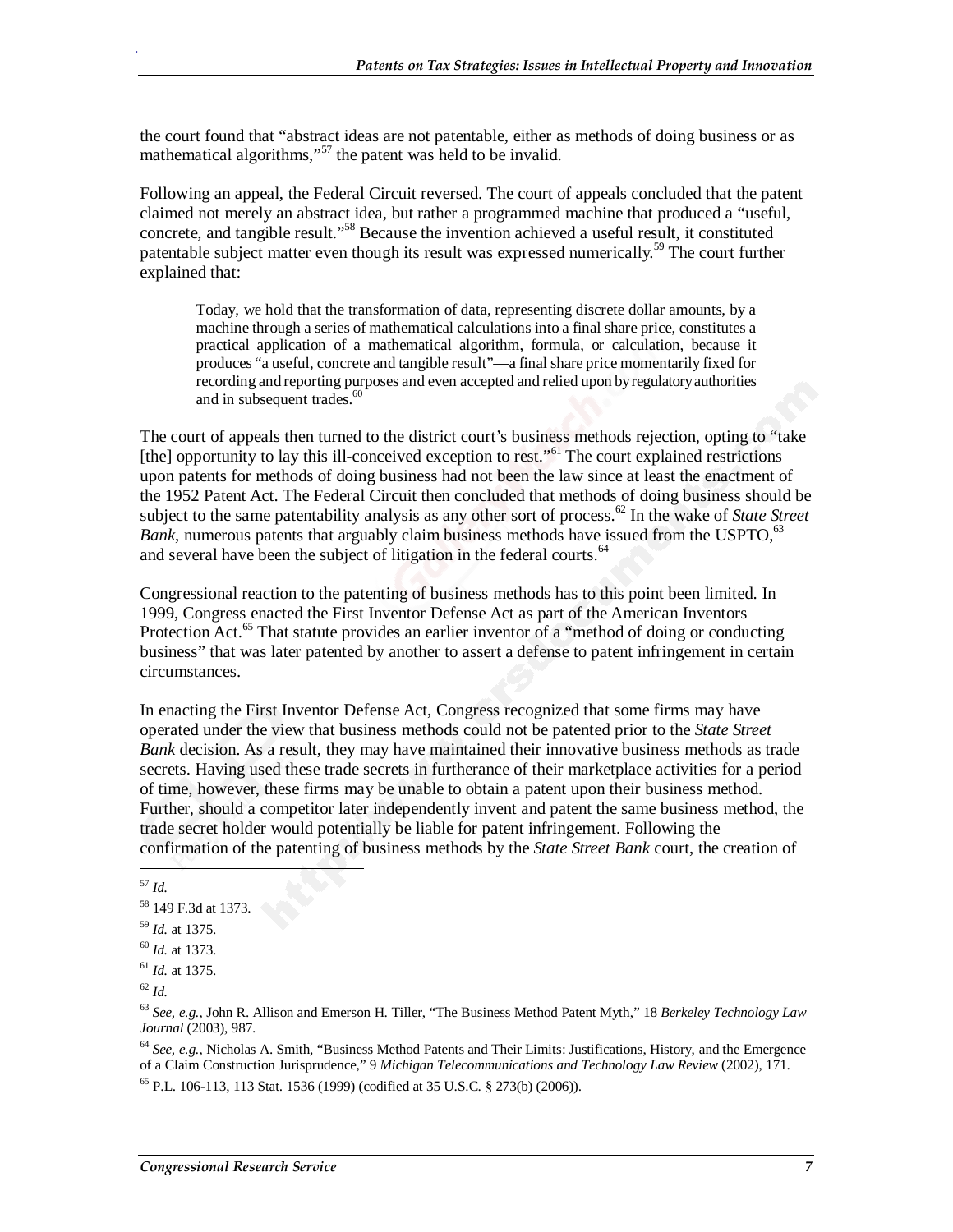the court found that "abstract ideas are not patentable, either as methods of doing business or as mathematical algorithms,"[57] the patent was held to be invalid.

Following an appeal, the Federal Circuit reversed. The court of appeals concluded that the patent claimed not merely an abstract idea, but rather a programmed machine that produced a "useful, concrete, and tangible result."[58] Because the invention achieved a useful result, it constituted patentable subject matter even though its result was expressed numerically.[59] The court further explained that:

> Today, we hold that the transformation of data, representing discrete dollar amounts, by a machine through a series of mathematical calculations into a final share price, constitutes a practical application of a mathematical algorithm, formula, or calculation, because it produces "a useful, concrete and tangible result"—a final share price momentarily fixed for recording and reporting purposes and even accepted and relied upon by regulatory authorities and in subsequent trades.[60]

The court of appeals then turned to the district court's business methods rejection, opting to "take [the] opportunity to lay this ill-conceived exception to rest."[61] The court explained restrictions upon patents for methods of doing business had not been the law since at least the enactment of the 1952 Patent Act. The Federal Circuit then concluded that methods of doing business should be subject to the same patentability analysis as any other sort of process.[62] In the wake of *State Street Bank*, numerous patents that arguably claim business methods have issued from the USPTO,[63] and several have been the subject of litigation in the federal courts.[64]

Congressional reaction to the patenting of business methods has to this point been limited. In 1999, Congress enacted the First Inventor Defense Act as part of the American Inventors Protection Act.[65] That statute provides an earlier inventor of a "method of doing or conducting business" that was later patented by another to assert a defense to patent infringement in certain circumstances.

In enacting the First Inventor Defense Act, Congress recognized that some firms may have operated under the view that business methods could not be patented prior to the *State Street Bank* decision. As a result, they may have maintained their innovative business methods as trade secrets. Having used these trade secrets in furtherance of their marketplace activities for a period of time, however, these firms may be unable to obtain a patent upon their business method. Further, should a competitor later independently invent and patent the same business method, the trade secret holder would potentially be liable for patent infringement. Following the confirmation of the patenting of business methods by the *State Street Bank* court, the creation of

---

[57] *Id.*

[58] 149 F.3d at 1373.

[59] *Id.* at 1375.

[60] *Id.* at 1373.

[61] *Id.* at 1375.

[62] *Id.*

[63] *See, e.g.,* John R. Allison and Emerson H. Tiller, "The Business Method Patent Myth," 18 *Berkeley Technology Law Journal* (2003), 987.

[64] *See, e.g.,* Nicholas A. Smith, "Business Method Patents and Their Limits: Justifications, History, and the Emergence of a Claim Construction Jurisprudence," 9 *Michigan Telecommunications and Technology Law Review* (2002), 171.

[65] P.L. 106-113, 113 Stat. 1536 (1999) (codified at 35 U.S.C. § 273(b) (2006)).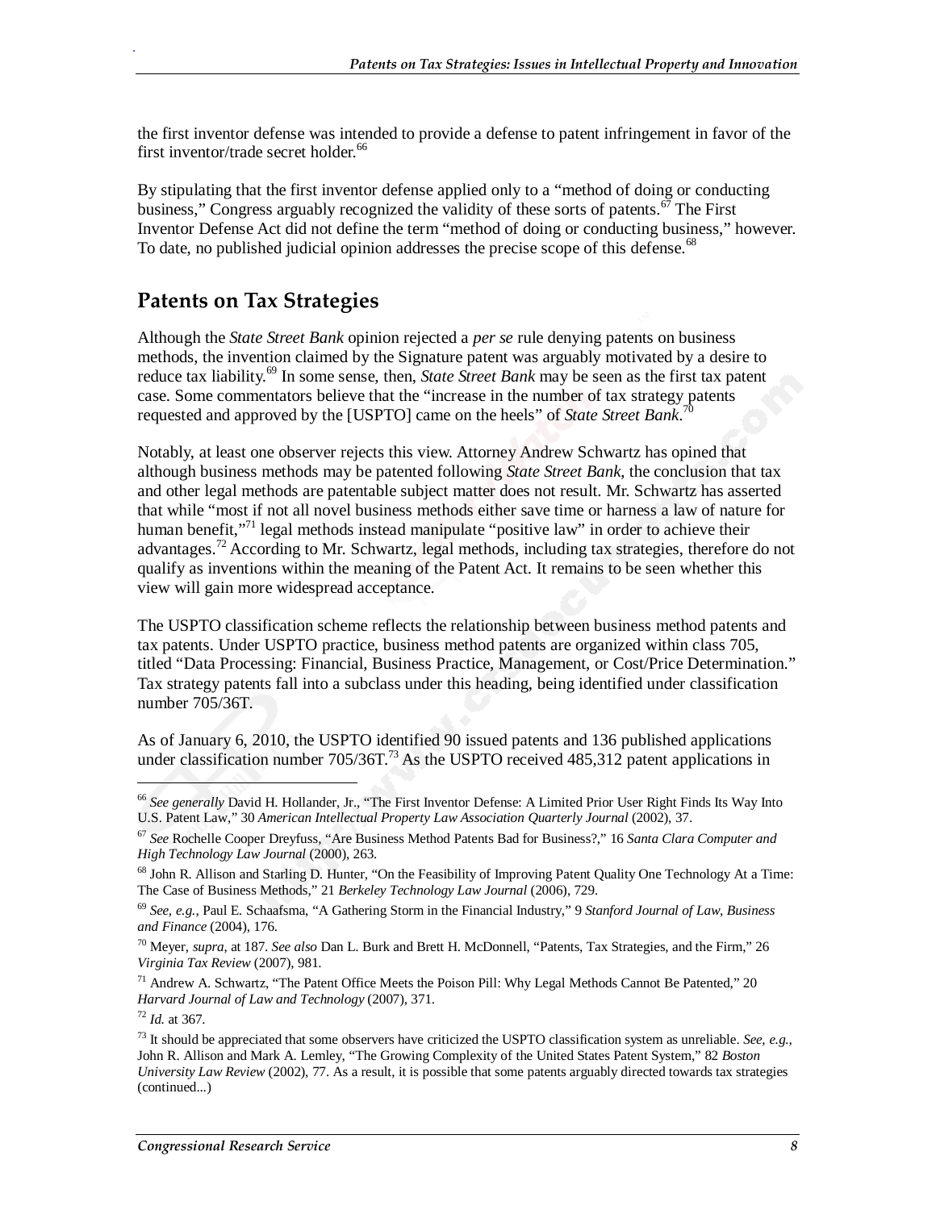the first inventor defense was intended to provide a defense to patent infringement in favor of the first inventor/trade secret holder.[66]

By stipulating that the first inventor defense applied only to a "method of doing or conducting business," Congress arguably recognized the validity of these sorts of patents.[67] The First Inventor Defense Act did not define the term "method of doing or conducting business," however. To date, no published judicial opinion addresses the precise scope of this defense.[68]

## Patents on Tax Strategies

Although the *State Street Bank* opinion rejected a *per se* rule denying patents on business methods, the invention claimed by the Signature patent was arguably motivated by a desire to reduce tax liability.[69] In some sense, then, *State Street Bank* may be seen as the first tax patent case. Some commentators believe that the "increase in the number of tax strategy patents requested and approved by the [USPTO] came on the heels" of *State Street Bank*.[70]

Notably, at least one observer rejects this view. Attorney Andrew Schwartz has opined that although business methods may be patented following *State Street Bank*, the conclusion that tax and other legal methods are patentable subject matter does not result. Mr. Schwartz has asserted that while "most if not all novel business methods either save time or harness a law of nature for human benefit,"[71] legal methods instead manipulate "positive law" in order to achieve their advantages.[72] According to Mr. Schwartz, legal methods, including tax strategies, therefore do not qualify as inventions within the meaning of the Patent Act. It remains to be seen whether this view will gain more widespread acceptance.

The USPTO classification scheme reflects the relationship between business method patents and tax patents. Under USPTO practice, business method patents are organized within class 705, titled "Data Processing: Financial, Business Practice, Management, or Cost/Price Determination." Tax strategy patents fall into a subclass under this heading, being identified under classification number 705/36T.

As of January 6, 2010, the USPTO identified 90 issued patents and 136 published applications under classification number 705/36T.[73] As the USPTO received 485,312 patent applications in

---

[66] *See generally* David H. Hollander, Jr., "The First Inventor Defense: A Limited Prior User Right Finds Its Way Into U.S. Patent Law," 30 *American Intellectual Property Law Association Quarterly Journal* (2002), 37.

[67] *See* Rochelle Cooper Dreyfuss, "Are Business Method Patents Bad for Business?," 16 *Santa Clara Computer and High Technology Law Journal* (2000), 263.

[68] John R. Allison and Starling D. Hunter, "On the Feasibility of Improving Patent Quality One Technology At a Time: The Case of Business Methods," 21 *Berkeley Technology Law Journal* (2006), 729.

[69] *See, e.g.,* Paul E. Schaafsma, "A Gathering Storm in the Financial Industry," 9 *Stanford Journal of Law, Business and Finance* (2004), 176.

[70] Meyer, *supra*, at 187. *See also* Dan L. Burk and Brett H. McDonnell, "Patents, Tax Strategies, and the Firm," 26 *Virginia Tax Review* (2007), 981.

[71] Andrew A. Schwartz, "The Patent Office Meets the Poison Pill: Why Legal Methods Cannot Be Patented," 20 *Harvard Journal of Law and Technology* (2007), 371.

[72] *Id.* at 367.

[73] It should be appreciated that some observers have criticized the USPTO classification system as unreliable. *See, e.g.,* John R. Allison and Mark A. Lemley, "The Growing Complexity of the United States Patent System," 82 *Boston University Law Review* (2002), 77. As a result, it is possible that some patents arguably directed towards tax strategies (continued...)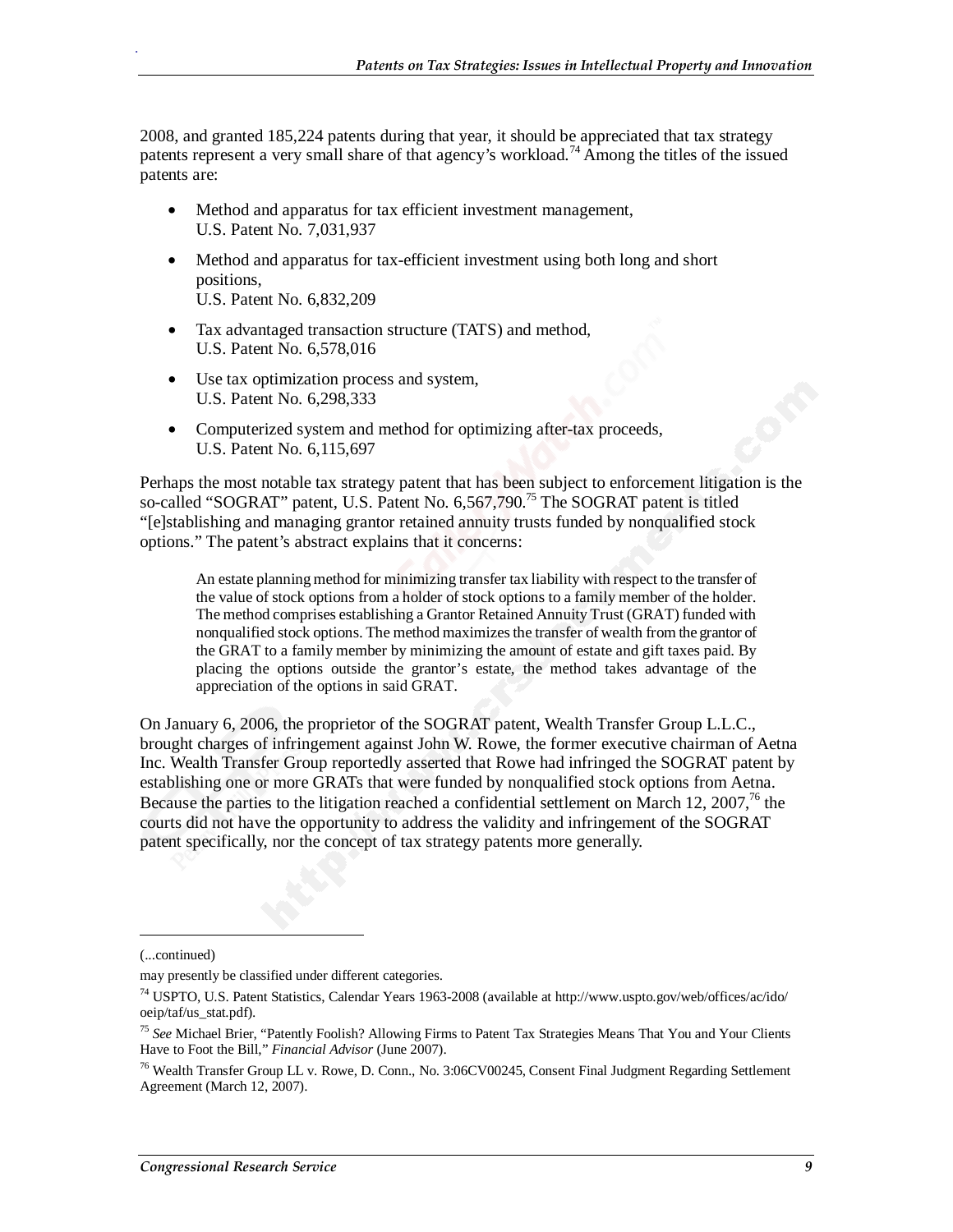2008, and granted 185,224 patents during that year, it should be appreciated that tax strategy patents represent a very small share of that agency's workload.[74] Among the titles of the issued patents are:

- Method and apparatus for tax efficient investment management, U.S. Patent No. 7,031,937
- Method and apparatus for tax-efficient investment using both long and short positions, U.S. Patent No. 6,832,209
- Tax advantaged transaction structure (TATS) and method, U.S. Patent No. 6,578,016
- Use tax optimization process and system, U.S. Patent No. 6,298,333
- Computerized system and method for optimizing after-tax proceeds, U.S. Patent No. 6,115,697

Perhaps the most notable tax strategy patent that has been subject to enforcement litigation is the so-called "SOGRAT" patent, U.S. Patent No. 6,567,790.[75] The SOGRAT patent is titled "[e]stablishing and managing grantor retained annuity trusts funded by nonqualified stock options." The patent's abstract explains that it concerns:

> An estate planning method for minimizing transfer tax liability with respect to the transfer of the value of stock options from a holder of stock options to a family member of the holder. The method comprises establishing a Grantor Retained Annuity Trust (GRAT) funded with nonqualified stock options. The method maximizes the transfer of wealth from the grantor of the GRAT to a family member by minimizing the amount of estate and gift taxes paid. By placing the options outside the grantor's estate, the method takes advantage of the appreciation of the options in said GRAT.

On January 6, 2006, the proprietor of the SOGRAT patent, Wealth Transfer Group L.L.C., brought charges of infringement against John W. Rowe, the former executive chairman of Aetna Inc. Wealth Transfer Group reportedly asserted that Rowe had infringed the SOGRAT patent by establishing one or more GRATs that were funded by nonqualified stock options from Aetna. Because the parties to the litigation reached a confidential settlement on March 12, 2007,[76] the courts did not have the opportunity to address the validity and infringement of the SOGRAT patent specifically, nor the concept of tax strategy patents more generally.

---

(...continued)

may presently be classified under different categories.

[74] USPTO, U.S. Patent Statistics, Calendar Years 1963-2008 (available at http://www.uspto.gov/web/offices/ac/ido/oeip/taf/us_stat.pdf).

[75] *See* Michael Brier, "Patently Foolish? Allowing Firms to Patent Tax Strategies Means That You and Your Clients Have to Foot the Bill," *Financial Advisor* (June 2007).

[76] Wealth Transfer Group LL v. Rowe, D. Conn., No. 3:06CV00245, Consent Final Judgment Regarding Settlement Agreement (March 12, 2007).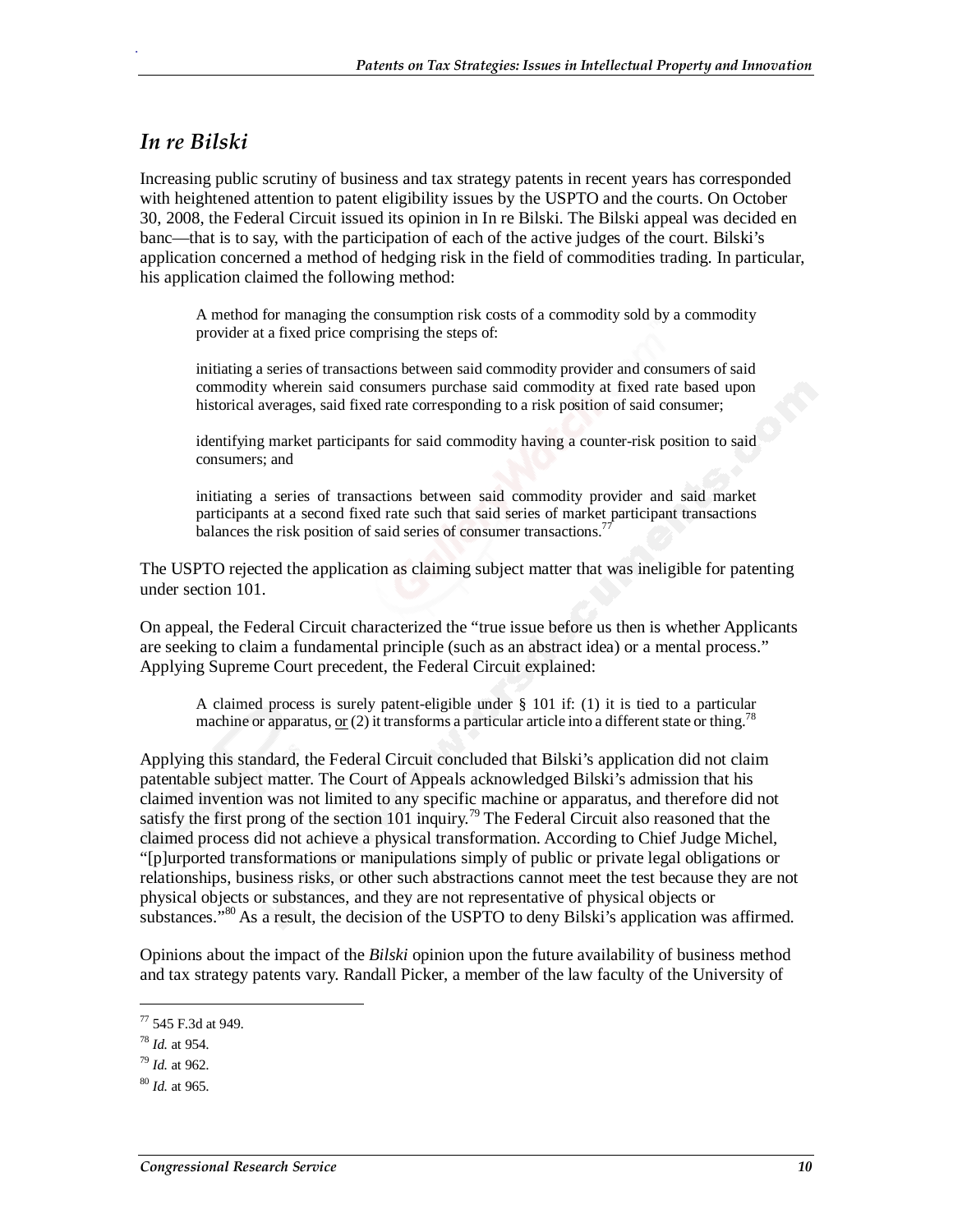## *In re Bilski*

Increasing public scrutiny of business and tax strategy patents in recent years has corresponded with heightened attention to patent eligibility issues by the USPTO and the courts. On October 30, 2008, the Federal Circuit issued its opinion in In re Bilski. The Bilski appeal was decided en banc—that is to say, with the participation of each of the active judges of the court. Bilski's application concerned a method of hedging risk in the field of commodities trading. In particular, his application claimed the following method:

> A method for managing the consumption risk costs of a commodity sold by a commodity provider at a fixed price comprising the steps of:
>
> initiating a series of transactions between said commodity provider and consumers of said commodity wherein said consumers purchase said commodity at fixed rate based upon historical averages, said fixed rate corresponding to a risk position of said consumer;
>
> identifying market participants for said commodity having a counter-risk position to said consumers; and
>
> initiating a series of transactions between said commodity provider and said market participants at a second fixed rate such that said series of market participant transactions balances the risk position of said series of consumer transactions.[77]

The USPTO rejected the application as claiming subject matter that was ineligible for patenting under section 101.

On appeal, the Federal Circuit characterized the "true issue before us then is whether Applicants are seeking to claim a fundamental principle (such as an abstract idea) or a mental process." Applying Supreme Court precedent, the Federal Circuit explained:

> A claimed process is surely patent-eligible under § 101 if: (1) it is tied to a particular machine or apparatus, <u>or</u> (2) it transforms a particular article into a different state or thing.[78]

Applying this standard, the Federal Circuit concluded that Bilski's application did not claim patentable subject matter. The Court of Appeals acknowledged Bilski's admission that his claimed invention was not limited to any specific machine or apparatus, and therefore did not satisfy the first prong of the section 101 inquiry.[79] The Federal Circuit also reasoned that the claimed process did not achieve a physical transformation. According to Chief Judge Michel, "[p]urported transformations or manipulations simply of public or private legal obligations or relationships, business risks, or other such abstractions cannot meet the test because they are not physical objects or substances, and they are not representative of physical objects or substances."[80] As a result, the decision of the USPTO to deny Bilski's application was affirmed.

Opinions about the impact of the *Bilski* opinion upon the future availability of business method and tax strategy patents vary. Randall Picker, a member of the law faculty of the University of

---

[77] 545 F.3d at 949.

[78] *Id.* at 954.

[79] *Id.* at 962.

[80] *Id.* at 965.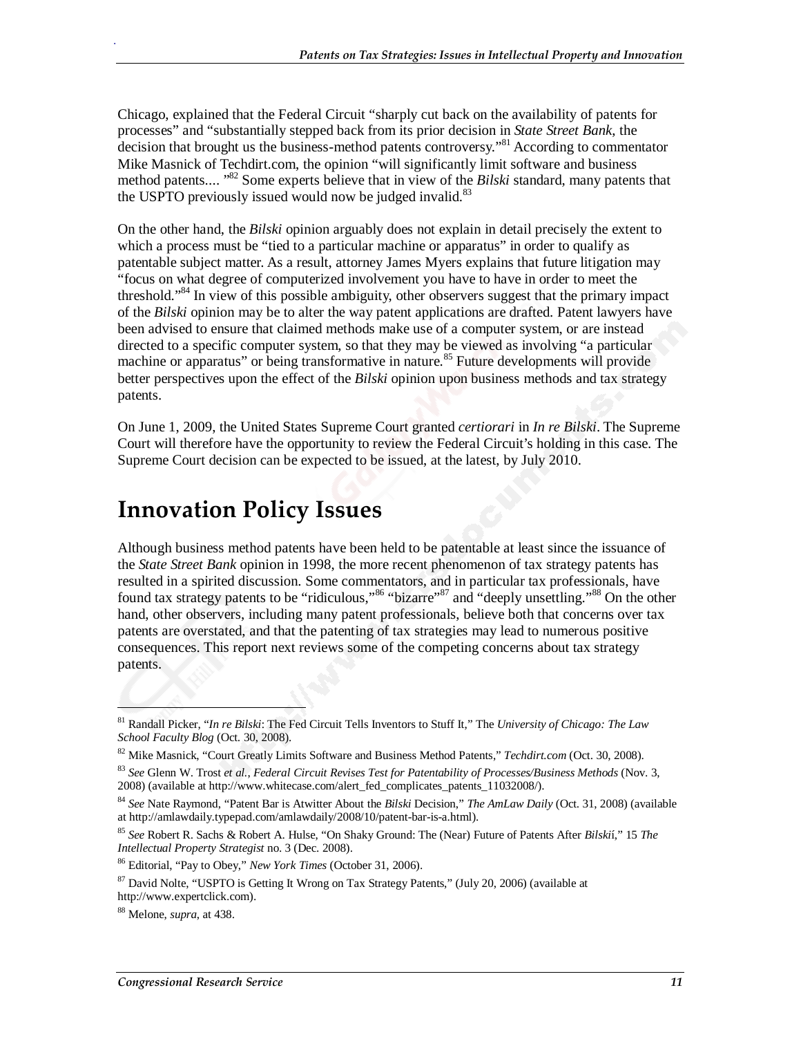Chicago, explained that the Federal Circuit "sharply cut back on the availability of patents for processes" and "substantially stepped back from its prior decision in *State Street Bank*, the decision that brought us the business-method patents controversy."[81] According to commentator Mike Masnick of Techdirt.com, the opinion "will significantly limit software and business method patents.... "[82] Some experts believe that in view of the *Bilski* standard, many patents that the USPTO previously issued would now be judged invalid.[83]

On the other hand, the *Bilski* opinion arguably does not explain in detail precisely the extent to which a process must be "tied to a particular machine or apparatus" in order to qualify as patentable subject matter. As a result, attorney James Myers explains that future litigation may "focus on what degree of computerized involvement you have to have in order to meet the threshold."[84] In view of this possible ambiguity, other observers suggest that the primary impact of the *Bilski* opinion may be to alter the way patent applications are drafted. Patent lawyers have been advised to ensure that claimed methods make use of a computer system, or are instead directed to a specific computer system, so that they may be viewed as involving "a particular machine or apparatus" or being transformative in nature.[85] Future developments will provide better perspectives upon the effect of the *Bilski* opinion upon business methods and tax strategy patents.

On June 1, 2009, the United States Supreme Court granted *certiorari* in *In re Bilski*. The Supreme Court will therefore have the opportunity to review the Federal Circuit's holding in this case. The Supreme Court decision can be expected to be issued, at the latest, by July 2010.

# Innovation Policy Issues

Although business method patents have been held to be patentable at least since the issuance of the *State Street Bank* opinion in 1998, the more recent phenomenon of tax strategy patents has resulted in a spirited discussion. Some commentators, and in particular tax professionals, have found tax strategy patents to be "ridiculous,"[86] "bizarre"[87] and "deeply unsettling."[88] On the other hand, other observers, including many patent professionals, believe both that concerns over tax patents are overstated, and that the patenting of tax strategies may lead to numerous positive consequences. This report next reviews some of the competing concerns about tax strategy patents.

---

[81] Randall Picker, "*In re Bilski*: The Fed Circuit Tells Inventors to Stuff It," The *University of Chicago: The Law School Faculty Blog* (Oct. 30, 2008).

[82] Mike Masnick, "Court Greatly Limits Software and Business Method Patents," *Techdirt.com* (Oct. 30, 2008).

[83] *See* Glenn W. Trost *et al.*, *Federal Circuit Revises Test for Patentability of Processes/Business Methods* (Nov. 3, 2008) (available at http://www.whitecase.com/alert_fed_complicates_patents_11032008/).

[84] *See* Nate Raymond, "Patent Bar is Atwitter About the *Bilski* Decision," *The AmLaw Daily* (Oct. 31, 2008) (available at http://amlawdaily.typepad.com/amlawdaily/2008/10/patent-bar-is-a.html).

[85] *See* Robert R. Sachs & Robert A. Hulse, "On Shaky Ground: The (Near) Future of Patents After *Bilski*," 15 *The Intellectual Property Strategist* no. 3 (Dec. 2008).

[86] Editorial, "Pay to Obey," *New York Times* (October 31, 2006).

[87] David Nolte, "USPTO is Getting It Wrong on Tax Strategy Patents," (July 20, 2006) (available at http://www.expertclick.com).

[88] Melone, *supra*, at 438.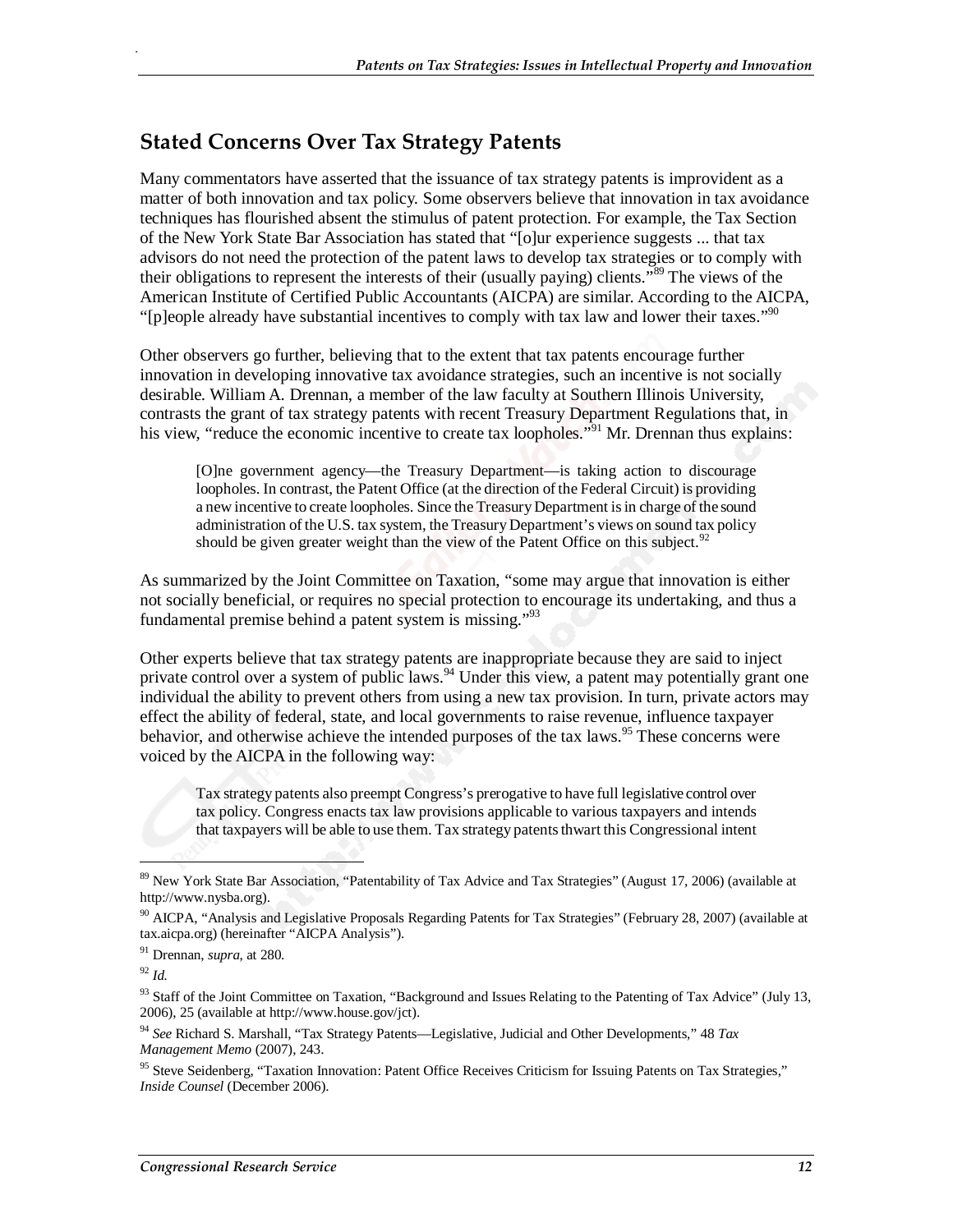## Stated Concerns Over Tax Strategy Patents

Many commentators have asserted that the issuance of tax strategy patents is improvident as a matter of both innovation and tax policy. Some observers believe that innovation in tax avoidance techniques has flourished absent the stimulus of patent protection. For example, the Tax Section of the New York State Bar Association has stated that "[o]ur experience suggests ... that tax advisors do not need the protection of the patent laws to develop tax strategies or to comply with their obligations to represent the interests of their (usually paying) clients."[89] The views of the American Institute of Certified Public Accountants (AICPA) are similar. According to the AICPA, "[p]eople already have substantial incentives to comply with tax law and lower their taxes."[90]

Other observers go further, believing that to the extent that tax patents encourage further innovation in developing innovative tax avoidance strategies, such an incentive is not socially desirable. William A. Drennan, a member of the law faculty at Southern Illinois University, contrasts the grant of tax strategy patents with recent Treasury Department Regulations that, in his view, "reduce the economic incentive to create tax loopholes."[91] Mr. Drennan thus explains:

> [O]ne government agency—the Treasury Department—is taking action to discourage loopholes. In contrast, the Patent Office (at the direction of the Federal Circuit) is providing a new incentive to create loopholes. Since the Treasury Department is in charge of the sound administration of the U.S. tax system, the Treasury Department's views on sound tax policy should be given greater weight than the view of the Patent Office on this subject.[92]

As summarized by the Joint Committee on Taxation, "some may argue that innovation is either not socially beneficial, or requires no special protection to encourage its undertaking, and thus a fundamental premise behind a patent system is missing."[93]

Other experts believe that tax strategy patents are inappropriate because they are said to inject private control over a system of public laws.[94] Under this view, a patent may potentially grant one individual the ability to prevent others from using a new tax provision. In turn, private actors may effect the ability of federal, state, and local governments to raise revenue, influence taxpayer behavior, and otherwise achieve the intended purposes of the tax laws.[95] These concerns were voiced by the AICPA in the following way:

> Tax strategy patents also preempt Congress's prerogative to have full legislative control over tax policy. Congress enacts tax law provisions applicable to various taxpayers and intends that taxpayers will be able to use them. Tax strategy patents thwart this Congressional intent

---

[89] New York State Bar Association, "Patentability of Tax Advice and Tax Strategies" (August 17, 2006) (available at http://www.nysba.org).

[90] AICPA, "Analysis and Legislative Proposals Regarding Patents for Tax Strategies" (February 28, 2007) (available at tax.aicpa.org) (hereinafter "AICPA Analysis").

[91] Drennan, *supra*, at 280.

[92] *Id.*

[93] Staff of the Joint Committee on Taxation, "Background and Issues Relating to the Patenting of Tax Advice" (July 13, 2006), 25 (available at http://www.house.gov/jct).

[94] *See* Richard S. Marshall, "Tax Strategy Patents—Legislative, Judicial and Other Developments," 48 *Tax Management Memo* (2007), 243.

[95] Steve Seidenberg, "Taxation Innovation: Patent Office Receives Criticism for Issuing Patents on Tax Strategies," *Inside Counsel* (December 2006).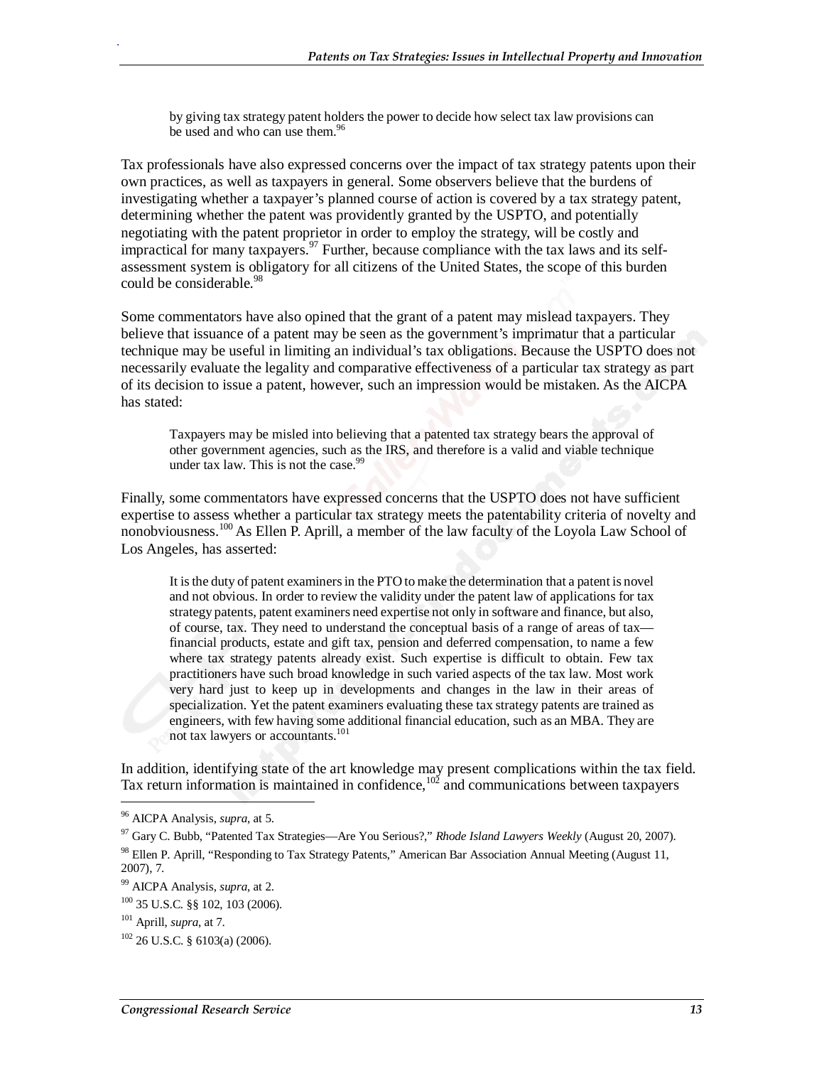> by giving tax strategy patent holders the power to decide how select tax law provisions can be used and who can use them.[96]

Tax professionals have also expressed concerns over the impact of tax strategy patents upon their own practices, as well as taxpayers in general. Some observers believe that the burdens of investigating whether a taxpayer's planned course of action is covered by a tax strategy patent, determining whether the patent was providently granted by the USPTO, and potentially negotiating with the patent proprietor in order to employ the strategy, will be costly and impractical for many taxpayers.[97] Further, because compliance with the tax laws and its self-assessment system is obligatory for all citizens of the United States, the scope of this burden could be considerable.[98]

Some commentators have also opined that the grant of a patent may mislead taxpayers. They believe that issuance of a patent may be seen as the government's imprimatur that a particular technique may be useful in limiting an individual's tax obligations. Because the USPTO does not necessarily evaluate the legality and comparative effectiveness of a particular tax strategy as part of its decision to issue a patent, however, such an impression would be mistaken. As the AICPA has stated:

> Taxpayers may be misled into believing that a patented tax strategy bears the approval of other government agencies, such as the IRS, and therefore is a valid and viable technique under tax law. This is not the case.[99]

Finally, some commentators have expressed concerns that the USPTO does not have sufficient expertise to assess whether a particular tax strategy meets the patentability criteria of novelty and nonobviousness.[100] As Ellen P. Aprill, a member of the law faculty of the Loyola Law School of Los Angeles, has asserted:

> It is the duty of patent examiners in the PTO to make the determination that a patent is novel and not obvious. In order to review the validity under the patent law of applications for tax strategy patents, patent examiners need expertise not only in software and finance, but also, of course, tax. They need to understand the conceptual basis of a range of areas of tax—financial products, estate and gift tax, pension and deferred compensation, to name a few where tax strategy patents already exist. Such expertise is difficult to obtain. Few tax practitioners have such broad knowledge in such varied aspects of the tax law. Most work very hard just to keep up in developments and changes in the law in their areas of specialization. Yet the patent examiners evaluating these tax strategy patents are trained as engineers, with few having some additional financial education, such as an MBA. They are not tax lawyers or accountants.[101]

In addition, identifying state of the art knowledge may present complications within the tax field. Tax return information is maintained in confidence,[102] and communications between taxpayers

---

[96] AICPA Analysis, *supra*, at 5.

[97] Gary C. Bubb, "Patented Tax Strategies—Are You Serious?," *Rhode Island Lawyers Weekly* (August 20, 2007).

[98] Ellen P. Aprill, "Responding to Tax Strategy Patents," American Bar Association Annual Meeting (August 11, 2007), 7.

[99] AICPA Analysis, *supra*, at 2.

[100] 35 U.S.C. §§ 102, 103 (2006).

[101] Aprill, *supra*, at 7.

[102] 26 U.S.C. § 6103(a) (2006).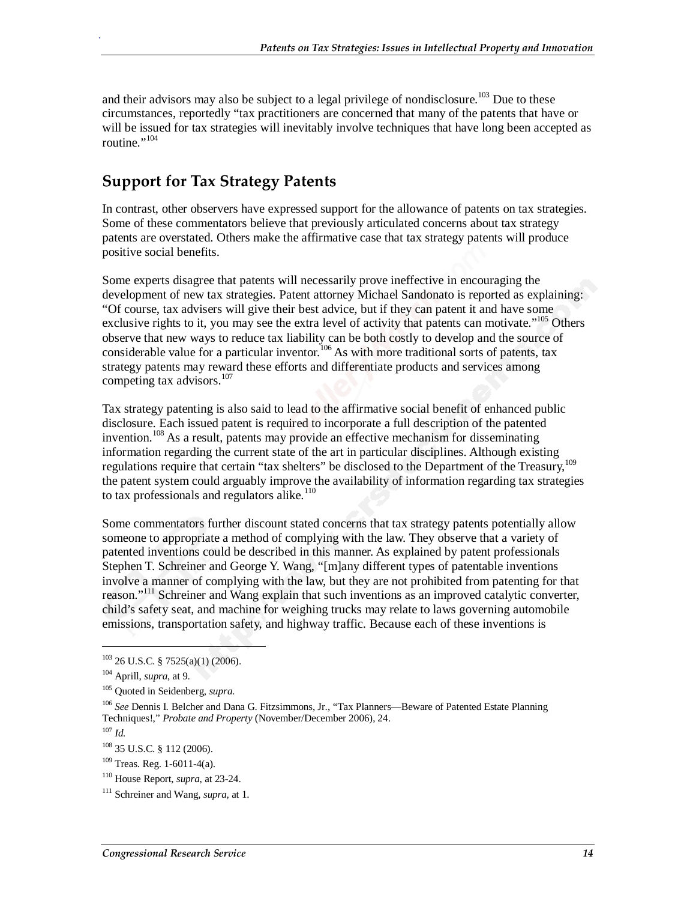and their advisors may also be subject to a legal privilege of nondisclosure.[103] Due to these circumstances, reportedly "tax practitioners are concerned that many of the patents that have or will be issued for tax strategies will inevitably involve techniques that have long been accepted as routine."[104]

## Support for Tax Strategy Patents

In contrast, other observers have expressed support for the allowance of patents on tax strategies. Some of these commentators believe that previously articulated concerns about tax strategy patents are overstated. Others make the affirmative case that tax strategy patents will produce positive social benefits.

Some experts disagree that patents will necessarily prove ineffective in encouraging the development of new tax strategies. Patent attorney Michael Sandonato is reported as explaining: "Of course, tax advisers will give their best advice, but if they can patent it and have some exclusive rights to it, you may see the extra level of activity that patents can motivate."[105] Others observe that new ways to reduce tax liability can be both costly to develop and the source of considerable value for a particular inventor.[106] As with more traditional sorts of patents, tax strategy patents may reward these efforts and differentiate products and services among competing tax advisors.[107]

Tax strategy patenting is also said to lead to the affirmative social benefit of enhanced public disclosure. Each issued patent is required to incorporate a full description of the patented invention.[108] As a result, patents may provide an effective mechanism for disseminating information regarding the current state of the art in particular disciplines. Although existing regulations require that certain "tax shelters" be disclosed to the Department of the Treasury,[109] the patent system could arguably improve the availability of information regarding tax strategies to tax professionals and regulators alike.[110]

Some commentators further discount stated concerns that tax strategy patents potentially allow someone to appropriate a method of complying with the law. They observe that a variety of patented inventions could be described in this manner. As explained by patent professionals Stephen T. Schreiner and George Y. Wang, "[m]any different types of patentable inventions involve a manner of complying with the law, but they are not prohibited from patenting for that reason."[111] Schreiner and Wang explain that such inventions as an improved catalytic converter, child's safety seat, and machine for weighing trucks may relate to laws governing automobile emissions, transportation safety, and highway traffic. Because each of these inventions is

---

[103] 26 U.S.C. § 7525(a)(1) (2006).

[104] Aprill, *supra*, at 9.

[105] Quoted in Seidenberg, *supra*.

[106] *See* Dennis I. Belcher and Dana G. Fitzsimmons, Jr., "Tax Planners—Beware of Patented Estate Planning Techniques!," *Probate and Property* (November/December 2006), 24.

[107] *Id.*

[108] 35 U.S.C. § 112 (2006).

[109] Treas. Reg. 1-6011-4(a).

[110] House Report, *supra*, at 23-24.

[111] Schreiner and Wang, *supra*, at 1.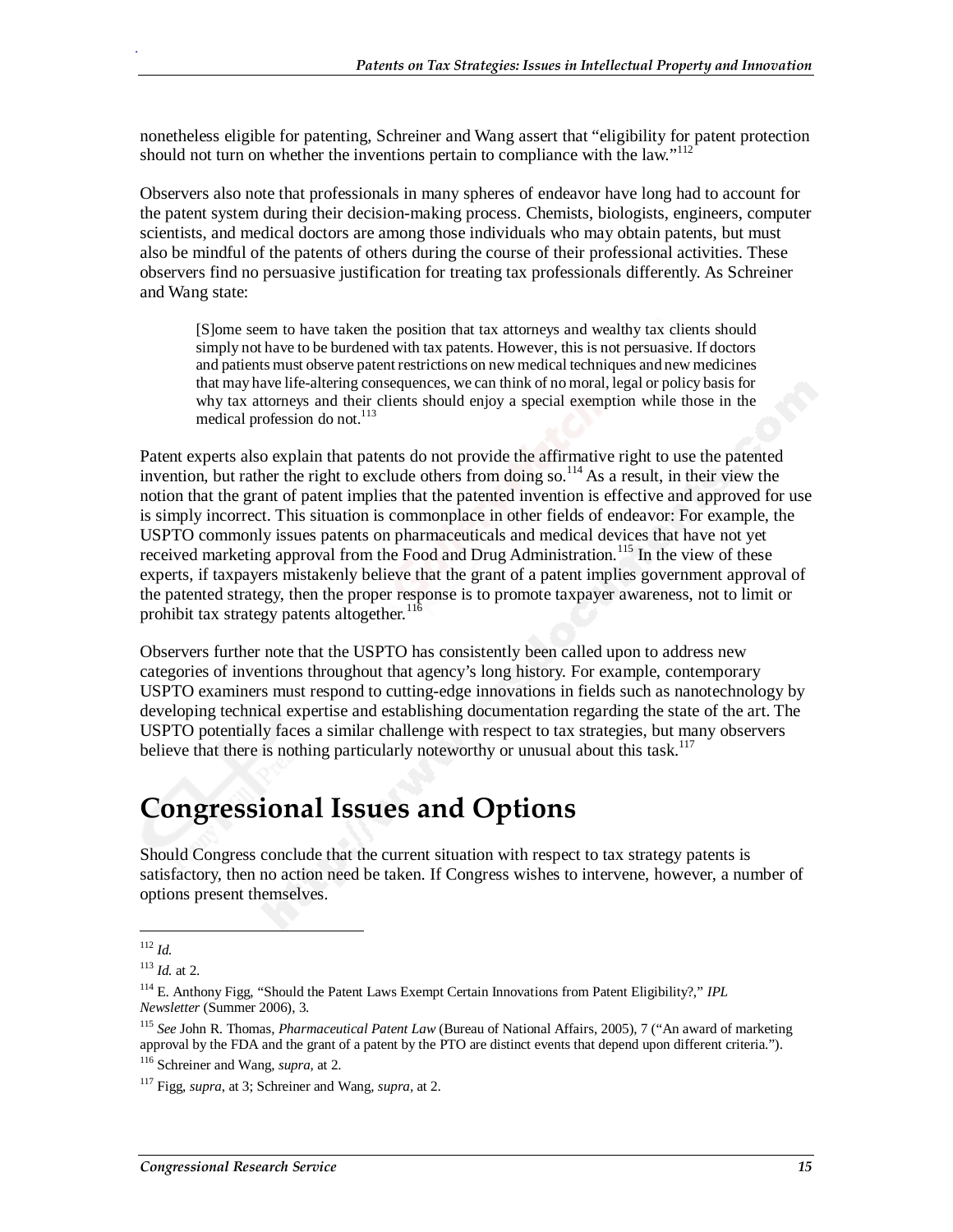nonetheless eligible for patenting, Schreiner and Wang assert that "eligibility for patent protection should not turn on whether the inventions pertain to compliance with the law."[112]

Observers also note that professionals in many spheres of endeavor have long had to account for the patent system during their decision-making process. Chemists, biologists, engineers, computer scientists, and medical doctors are among those individuals who may obtain patents, but must also be mindful of the patents of others during the course of their professional activities. These observers find no persuasive justification for treating tax professionals differently. As Schreiner and Wang state:

> [S]ome seem to have taken the position that tax attorneys and wealthy tax clients should simply not have to be burdened with tax patents. However, this is not persuasive. If doctors and patients must observe patent restrictions on new medical techniques and new medicines that may have life-altering consequences, we can think of no moral, legal or policy basis for why tax attorneys and their clients should enjoy a special exemption while those in the medical profession do not.[113]

Patent experts also explain that patents do not provide the affirmative right to use the patented invention, but rather the right to exclude others from doing so.[114] As a result, in their view the notion that the grant of patent implies that the patented invention is effective and approved for use is simply incorrect. This situation is commonplace in other fields of endeavor: For example, the USPTO commonly issues patents on pharmaceuticals and medical devices that have not yet received marketing approval from the Food and Drug Administration.[115] In the view of these experts, if taxpayers mistakenly believe that the grant of a patent implies government approval of the patented strategy, then the proper response is to promote taxpayer awareness, not to limit or prohibit tax strategy patents altogether.[116]

Observers further note that the USPTO has consistently been called upon to address new categories of inventions throughout that agency's long history. For example, contemporary USPTO examiners must respond to cutting-edge innovations in fields such as nanotechnology by developing technical expertise and establishing documentation regarding the state of the art. The USPTO potentially faces a similar challenge with respect to tax strategies, but many observers believe that there is nothing particularly noteworthy or unusual about this task.[117]

# Congressional Issues and Options

Should Congress conclude that the current situation with respect to tax strategy patents is satisfactory, then no action need be taken. If Congress wishes to intervene, however, a number of options present themselves.

---

[112] *Id.*

[113] *Id.* at 2.

[114] E. Anthony Figg, "Should the Patent Laws Exempt Certain Innovations from Patent Eligibility?," *IPL Newsletter* (Summer 2006), 3.

[115] *See* John R. Thomas, *Pharmaceutical Patent Law* (Bureau of National Affairs, 2005), 7 ("An award of marketing approval by the FDA and the grant of a patent by the PTO are distinct events that depend upon different criteria.").

[116] Schreiner and Wang, *supra*, at 2.

[117] Figg, *supra*, at 3; Schreiner and Wang, *supra*, at 2.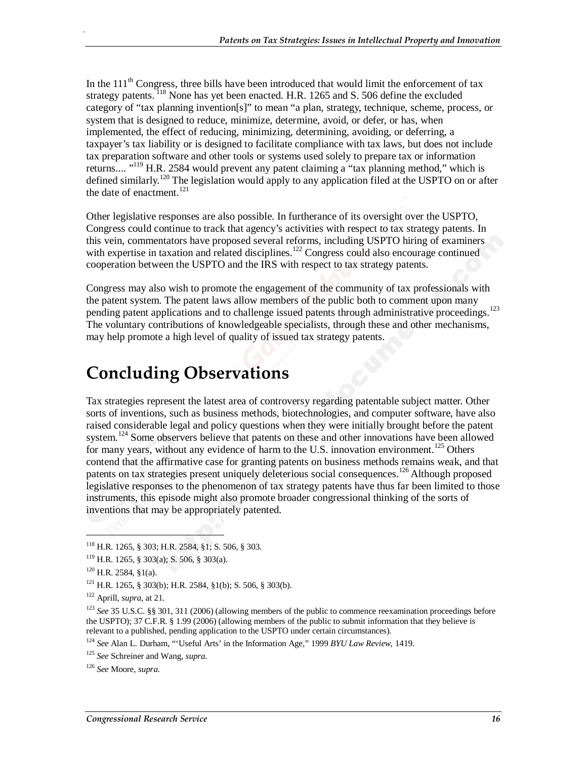In the 111th Congress, three bills have been introduced that would limit the enforcement of tax strategy patents.[118] None has yet been enacted. H.R. 1265 and S. 506 define the excluded category of "tax planning invention[s]" to mean "a plan, strategy, technique, scheme, process, or system that is designed to reduce, minimize, determine, avoid, or defer, or has, when implemented, the effect of reducing, minimizing, determining, avoiding, or deferring, a taxpayer's tax liability or is designed to facilitate compliance with tax laws, but does not include tax preparation software and other tools or systems used solely to prepare tax or information returns.... "[119] H.R. 2584 would prevent any patent claiming a "tax planning method," which is defined similarly.[120] The legislation would apply to any application filed at the USPTO on or after the date of enactment.[121]

Other legislative responses are also possible. In furtherance of its oversight over the USPTO, Congress could continue to track that agency's activities with respect to tax strategy patents. In this vein, commentators have proposed several reforms, including USPTO hiring of examiners with expertise in taxation and related disciplines.[122] Congress could also encourage continued cooperation between the USPTO and the IRS with respect to tax strategy patents.

Congress may also wish to promote the engagement of the community of tax professionals with the patent system. The patent laws allow members of the public both to comment upon many pending patent applications and to challenge issued patents through administrative proceedings.[123] The voluntary contributions of knowledgeable specialists, through these and other mechanisms, may help promote a high level of quality of issued tax strategy patents.

# Concluding Observations

Tax strategies represent the latest area of controversy regarding patentable subject matter. Other sorts of inventions, such as business methods, biotechnologies, and computer software, have also raised considerable legal and policy questions when they were initially brought before the patent system.[124] Some observers believe that patents on these and other innovations have been allowed for many years, without any evidence of harm to the U.S. innovation environment.[125] Others contend that the affirmative case for granting patents on business methods remains weak, and that patents on tax strategies present uniquely deleterious social consequences.[126] Although proposed legislative responses to the phenomenon of tax strategy patents have thus far been limited to those instruments, this episode might also promote broader congressional thinking of the sorts of inventions that may be appropriately patented.

---

[118] H.R. 1265, § 303; H.R. 2584, §1; S. 506, § 303.

[119] H.R. 1265, § 303(a); S. 506, § 303(a).

[120] H.R. 2584, §1(a).

[121] H.R. 1265, § 303(b); H.R. 2584, §1(b); S. 506, § 303(b).

[122] Aprill, *supra*, at 21.

[123] *See* 35 U.S.C. §§ 301, 311 (2006) (allowing members of the public to commence reexamination proceedings before the USPTO); 37 C.F.R. § 1.99 (2006) (allowing members of the public to submit information that they believe is relevant to a published, pending application to the USPTO under certain circumstances).

[124] *See* Alan L. Durham, "'Useful Arts' in the Information Age," 1999 *BYU Law Review*, 1419.

[125] *See* Schreiner and Wang, *supra.*

[126] *See* Moore, *supra.*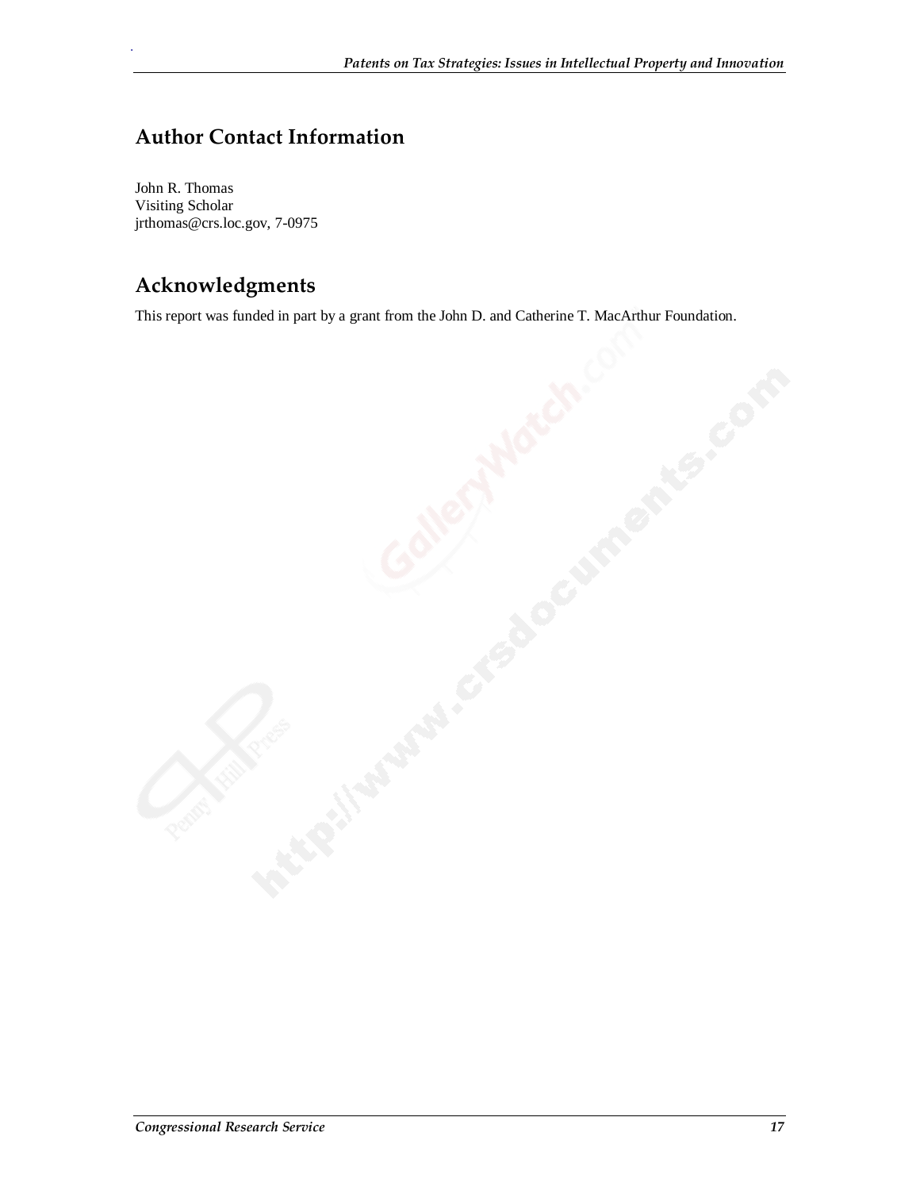## Author Contact Information

John R. Thomas
Visiting Scholar
jrthomas@crs.loc.gov, 7-0975

## Acknowledgments

This report was funded in part by a grant from the John D. and Catherine T. MacArthur Foundation.